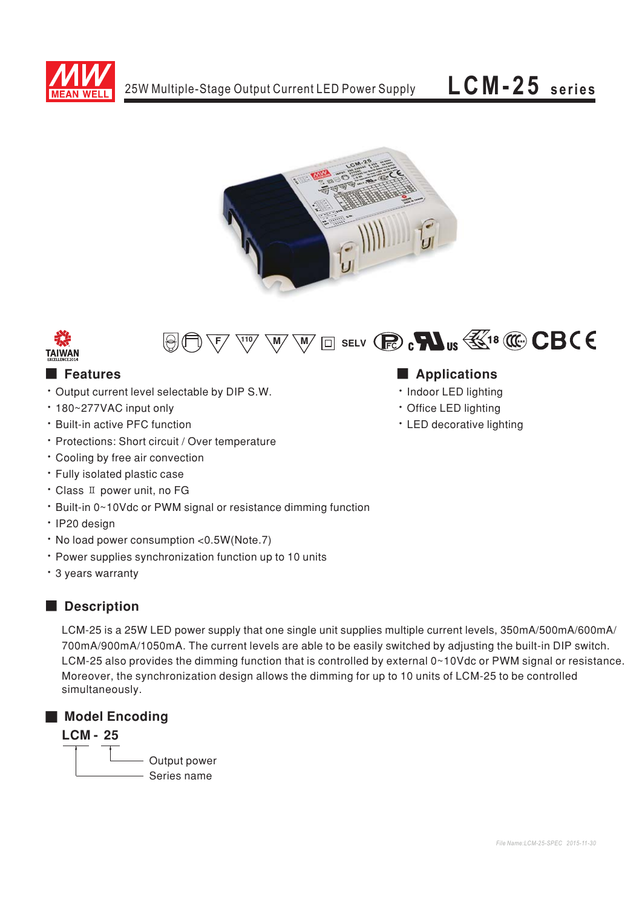# 25W Multiple-Stage Output Current LED Power Supply

# LCM-25 series

SELV

## Features

- Output current level selectable by DIP S.W.
- 180~277VAC input only
- Built-in active PFC function
- Protections: Short circuit / Over temperature
- Cooling by free air convection
- Fully isolated plastic case
- Class Ⅱ power unit, no FG
- Built-in 0~10Vdc or PWM signal or resistance dimming function
- IP20 design
- No load power consumption <0.5W(Note.7)
- Power supplies synchronization function up to 10 units
- 3 years warranty

## Applications

- Indoor LED lighting
- Office LED lighting
- LED decorative lighting

## Description

LCM-25 is a 25W LED power supply that one single unit supplies multiple current levels, 350mA/500mA/600mA/700mA/900mA/1050mA. The current levels are able to be easily switched by adjusting the built-in DIP switch. LCM-25 also provides the dimming function that is controlled by external 0~10Vdc or PWM signal or resistance. Moreover, the synchronization design allows the dimming for up to 10 units of LCM-25 to be controlled simultaneously.

## Model Encoding

**LCM - 25**

- 25: Output power
- LCM: Series name

*File Name:LCM-25-SPEC 2015-11-30*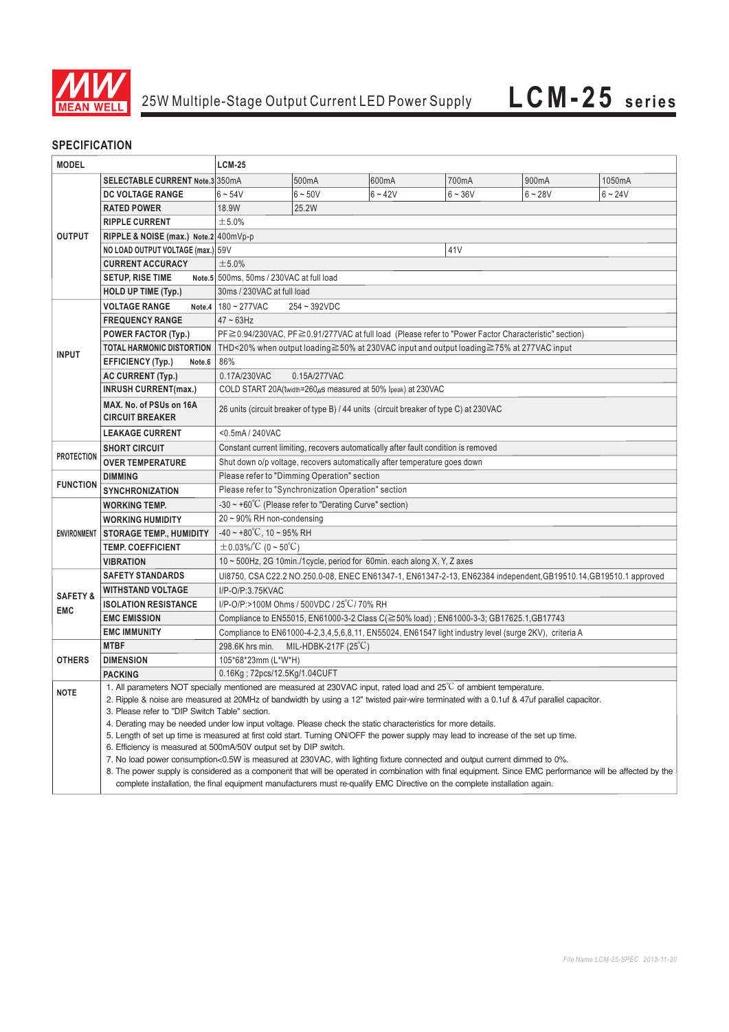# 25W Multiple-Stage Output Current LED Power Supply LCM-25 series

## SPECIFICATION

| MODEL | | LCM-25 | | | | | |
|---|---|---|---|---|---|---|---|
| OUTPUT | SELECTABLE CURRENT Note.3 | 350mA | 500mA | 600mA | 700mA | 900mA | 1050mA |
| | DC VOLTAGE RANGE | 6 ~ 54V | 6 ~ 50V | 6 ~ 42V | 6 ~ 36V | 6 ~ 28V | 6 ~ 24V |
| | RATED POWER | 18.9W | 25.2W | | | | |
| | RIPPLE CURRENT | ±5.0% | | | | | |
| | RIPPLE & NOISE (max.) Note.2 | 400mVp-p | | | | | |
| | NO LOAD OUTPUT VOLTAGE (max.) | 59V | | | 41V | | |
| | CURRENT ACCURACY | ±5.0% | | | | | |
| | SETUP, RISE TIME Note.5 | 500ms, 50ms / 230VAC at full load | | | | | |
| | HOLD UP TIME (Typ.) | 30ms / 230VAC at full load | | | | | |
| INPUT | VOLTAGE RANGE Note.4 | 180 ~ 277VAC 254 ~ 392VDC | | | | | |
| | FREQUENCY RANGE | 47 ~ 63Hz | | | | | |
| | POWER FACTOR (Typ.) | PF≧0.94/230VAC, PF≧0.91/277VAC at full load (Please refer to "Power Factor Characteristic" section) | | | | | |
| | TOTAL HARMONIC DISTORTION | THD<20% when output loading≧50% at 230VAC input and output loading≧75% at 277VAC input | | | | | |
| | EFFICIENCY (Typ.) Note.6 | 86% | | | | | |
| | AC CURRENT (Typ.) | 0.17A/230VAC 0.15A/277VAC | | | | | |
| | INRUSH CURRENT(max.) | COLD START 20A(twidth=260μs measured at 50% Ipeak) at 230VAC | | | | | |
| | MAX. No. of PSUs on 16A CIRCUIT BREAKER | 26 units (circuit breaker of type B) / 44 units (circuit breaker of type C) at 230VAC | | | | | |
| | LEAKAGE CURRENT | <0.5mA / 240VAC | | | | | |
| PROTECTION | SHORT CIRCUIT | Constant current limiting, recovers automatically after fault condition is removed | | | | | |
| | OVER TEMPERATURE | Shut down o/p voltage, recovers automatically after temperature goes down | | | | | |
| FUNCTION | DIMMING | Please refer to "Dimming Operation" section | | | | | |
| | SYNCHRONIZATION | Please refer to "Synchronization Operation" section | | | | | |
| ENVIRONMENT | WORKING TEMP. | -30 ~ +60℃ (Please refer to "Derating Curve" section) | | | | | |
| | WORKING HUMIDITY | 20 ~ 90% RH non-condensing | | | | | |
| | STORAGE TEMP., HUMIDITY | -40 ~ +80℃, 10 ~ 95% RH | | | | | |
| | TEMP. COEFFICIENT | ±0.03%/℃ (0 ~ 50℃) | | | | | |
| | VIBRATION | 10 ~ 500Hz, 2G 10min./1cycle, period for 60min. each along X, Y, Z axes | | | | | |
| SAFETY & EMC | SAFETY STANDARDS | UI8750, CSA C22.2 NO.250.0-08, ENEC EN61347-1, EN61347-2-13, EN62384 independent,GB19510.14,GB19510.1 approved | | | | | |
| | WITHSTAND VOLTAGE | I/P-O/P:3.75KVAC | | | | | |
| | ISOLATION RESISTANCE | I/P-O/P:>100M Ohms / 500VDC / 25℃/ 70% RH | | | | | |
| | EMC EMISSION | Compliance to EN55015, EN61000-3-2 Class C(≧50% load) ; EN61000-3-3; GB17625.1,GB17743 | | | | | |
| | EMC IMMUNITY | Compliance to EN61000-4-2,3,4,5,6,8,11, EN55024, EN61547 light industry level (surge 2KV), criteria A | | | | | |
| OTHERS | MTBF | 298.6K hrs min. MIL-HDBK-217F (25℃) | | | | | |
| | DIMENSION | 105*68*23mm (L*W*H) | | | | | |
| | PACKING | 0.16Kg ; 72pcs/12.5Kg/1.04CUFT | | | | | |

**NOTE**

1. All parameters NOT specially mentioned are measured at 230VAC input, rated load and 25℃ of ambient temperature.
2. Ripple & noise are measured at 20MHz of bandwidth by using a 12" twisted pair-wire terminated with a 0.1uf & 47uf parallel capacitor.
3. Please refer to "DIP Switch Table" section.
4. Derating may be needed under low input voltage. Please check the static characteristics for more details.
5. Length of set up time is measured at first cold start. Turning ON/OFF the power supply may lead to increase of the set up time.
6. Efficiency is measured at 500mA/50V output set by DIP switch.
7. No load power consumption<0.5W is measured at 230VAC, with lighting fixture connected and output current dimmed to 0%.
8. The power supply is considered as a component that will be operated in combination with final equipment. Since EMC performance will be affected by the complete installation, the final equipment manufacturers must re-qualify EMC Directive on the complete installation again.

File Name:LCM-25-SPEC 2015-11-30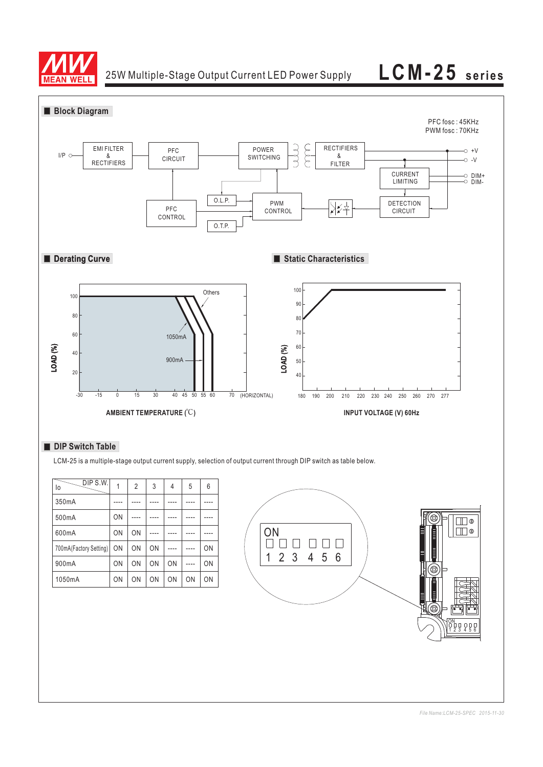25W Multiple-Stage Output Current LED Power Supply **LCM-25 series**

## Block Diagram

PFC fosc : 45KHz
PWM fosc : 70KHz

I/P → EMI FILTER & RECTIFIERS → PFC CIRCUIT → POWER SWITCHING → RECTIFIERS & FILTER → +V, -V

CURRENT LIMITING → DIM+, DIM-

PFC CONTROL, O.L.P., O.T.P., PWM CONTROL, DETECTION CIRCUIT

## Derating Curve

LOAD (%) vs AMBIENT TEMPERATURE (℃)

Curves: Others, 1050mA, 900mA (HORIZONTAL)

X-axis: -30, -15, 0, 15, 30, 40, 45, 50, 55, 60, 70

Y-axis: 20, 40, 60, 80, 100

## Static Characteristics

LOAD (%) vs INPUT VOLTAGE (V) 60Hz

X-axis: 180, 190, 200, 210, 220, 230, 240, 250, 260, 270, 277

Y-axis: 40, 50, 60, 70, 80, 90, 100

## DIP Switch Table

LCM-25 is a multiple-stage output current supply, selection of output current through DIP switch as table below.

| Io \ DIP S.W. | 1 | 2 | 3 | 4 | 5 | 6 |
|---|---|---|---|---|---|---|
| 350mA | ---- | ---- | ---- | ---- | ---- | ---- |
| 500mA | ON | ---- | ---- | ---- | ---- | ---- |
| 600mA | ON | ON | ---- | ---- | ---- | ---- |
| 700mA(Factory Setting) | ON | ON | ON | ---- | ---- | ON |
| 900mA | ON | ON | ON | ON | ---- | ON |
| 1050mA | ON | ON | ON | ON | ON | ON |

ON
1 2 3 4 5 6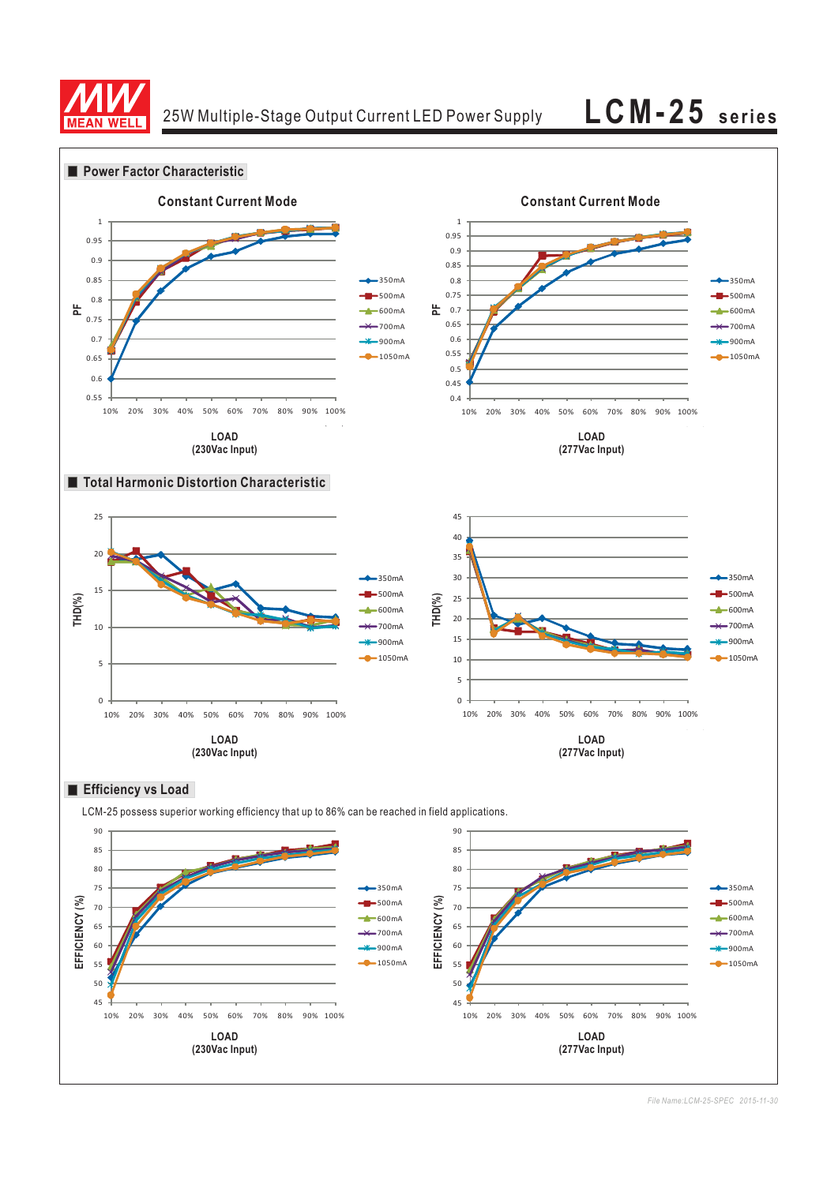## Power Factor Characteristic

Constant Current Mode

LOAD
(230Vac Input)

Constant Current Mode

LOAD
(277Vac Input)

## Total Harmonic Distortion Characteristic

LOAD
(230Vac Input)

LOAD
(277Vac Input)

## Efficiency vs Load

LCM-25 possess superior working efficiency that up to 86% can be reached in field applications.

LOAD
(230Vac Input)

LOAD
(277Vac Input)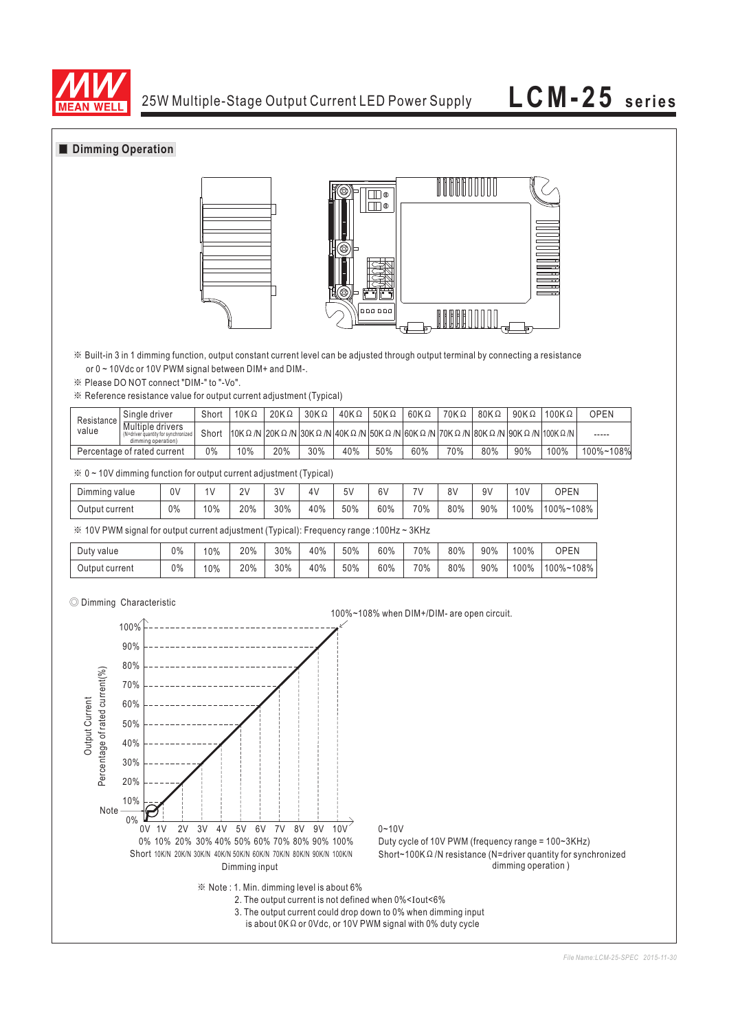## Dimming Operation

※ Built-in 3 in 1 dimming function, output constant current level can be adjusted through output terminal by connecting a resistance or 0 ~ 10Vdc or 10V PWM signal between DIM+ and DIM-.

※ Please DO NOT connect "DIM-" to "-Vo".

※ Reference resistance value for output current adjustment (Typical)

| Resistance value | | | | | | | | | | | | | |
|---|---|---|---|---|---|---|---|---|---|---|---|---|---|
| | Single driver | Short | 10KΩ | 20KΩ | 30KΩ | 40KΩ | 50KΩ | 60KΩ | 70KΩ | 80KΩ | 90KΩ | 100KΩ | OPEN |
| | Multiple drivers (N=driver quantity for synchronized dimming operation) | Short | 10KΩ/N | 20KΩ/N | 30KΩ/N | 40KΩ/N | 50KΩ/N | 60KΩ/N | 70KΩ/N | 80KΩ/N | 90KΩ/N | 100KΩ/N | ----- |
| Percentage of rated current | | 0% | 10% | 20% | 30% | 40% | 50% | 60% | 70% | 80% | 90% | 100% | 100%~108% |

※ 0 ~ 10V dimming function for output current adjustment (Typical)

| Dimming value | 0V | 1V | 2V | 3V | 4V | 5V | 6V | 7V | 8V | 9V | 10V | OPEN |
|---|---|---|---|---|---|---|---|---|---|---|---|---|
| Output current | 0% | 10% | 20% | 30% | 40% | 50% | 60% | 70% | 80% | 90% | 100% | 100%~108% |

※ 10V PWM signal for output current adjustment (Typical): Frequency range :100Hz ~ 3KHz

| Duty value | 0% | 10% | 20% | 30% | 40% | 50% | 60% | 70% | 80% | 90% | 100% | OPEN |
|---|---|---|---|---|---|---|---|---|---|---|---|---|
| Output current | 0% | 10% | 20% | 30% | 40% | 50% | 60% | 70% | 80% | 90% | 100% | 100%~108% |

◎ Dimming Characteristic

100%~108% when DIM+/DIM- are open circuit.

Output Current Percentage of rated current(%): 0%, 10%, 20%, 30%, 40%, 50%, 60%, 70%, 80%, 90%, 100%

Note

Dimming input:
0V 1V 2V 3V 4V 5V 6V 7V 8V 9V 10V — 0~10V
0% 10% 20% 30% 40% 50% 60% 70% 80% 90% 100% — Duty cycle of 10V PWM (frequency range = 100~3KHz)
Short 10K/N 20K/N 30K/N 40K/N 50K/N 60K/N 70K/N 80K/N 90K/N 100K/N — Short~100KΩ/N resistance (N=driver quantity for synchronized dimming operation )

※ Note : 1. Min. dimming level is about 6%
2. The output current is not defined when 0%<Iout<6%
3. The output current could drop down to 0% when dimming input is about 0KΩ or 0Vdc, or 10V PWM signal with 0% duty cycle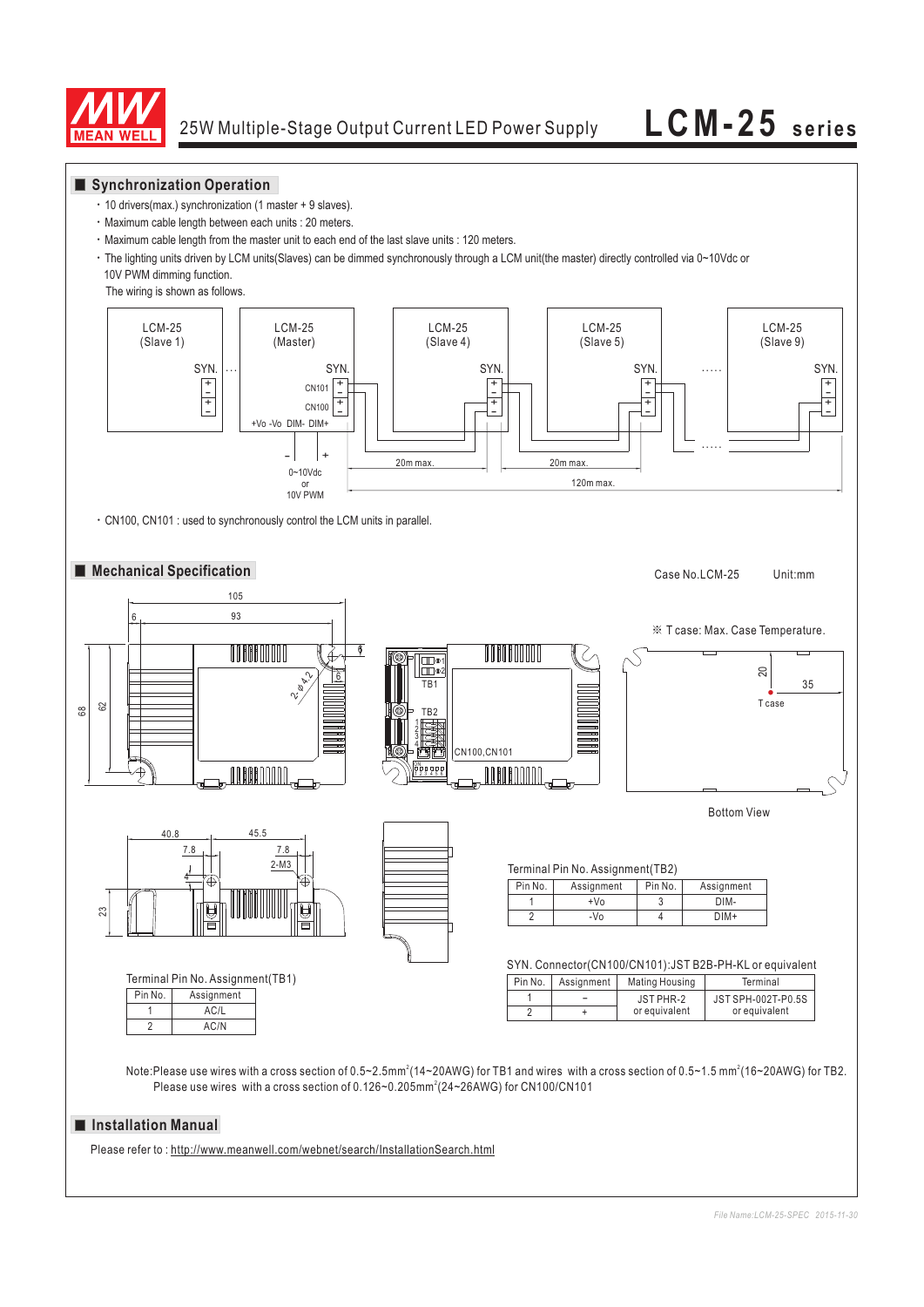## Synchronization Operation

- 10 drivers(max.) synchronization (1 master + 9 slaves).
- Maximum cable length between each units : 20 meters.
- Maximum cable length from the master unit to each end of the last slave units : 120 meters.
- The lighting units driven by LCM units(Slaves) can be dimmed synchronously through a LCM unit(the master) directly controlled via 0~10Vdc or 10V PWM dimming function.
  The wiring is shown as follows.

LCM-25 (Slave 1)
SYN.
LCM-25 (Master)
SYN.
CN101
CN100
+Vo -Vo DIM- DIM+
LCM-25 (Slave 4)
SYN.
LCM-25 (Slave 5)
SYN.
LCM-25 (Slave 9)
SYN.
0~10Vdc
or
10V PWM
20m max.
20m max.
120m max.

- CN100, CN101 : used to synchronously control the LCM units in parallel.

## Mechanical Specification

Case No.LCM-25 Unit:mm

※ T case: Max. Case Temperature.

105
93
6
68
62
2-φ4.2
6
TB1
TB2
CN100,CN101
20
35
T case
Bottom View
40.8
45.5
7.8
7.8
2-M3
4
23

Terminal Pin No. Assignment(TB2)

| Pin No. | Assignment | Pin No. | Assignment |
|---|---|---|---|
| 1 | +Vo | 3 | DIM- |
| 2 | -Vo | 4 | DIM+ |

SYN. Connector(CN100/CN101):JST B2B-PH-KL or equivalent

| Pin No. | Assignment | Mating Housing | Terminal |
|---|---|---|---|
| 1 | − | JST PHR-2 or equivalent | JST SPH-002T-P0.5S or equivalent |
| 2 | + | | |

Terminal Pin No. Assignment(TB1)

| Pin No. | Assignment |
|---|---|
| 1 | AC/L |
| 2 | AC/N |

Note:Please use wires with a cross section of 0.5~2.5mm$^2$(14~20AWG) for TB1 and wires with a cross section of 0.5~1.5 mm$^2$(16~20AWG) for TB2.
Please use wires with a cross section of 0.126~0.205mm$^2$(24~26AWG) for CN100/CN101

## Installation Manual

Please refer to : http://www.meanwell.com/webnet/search/InstallationSearch.html